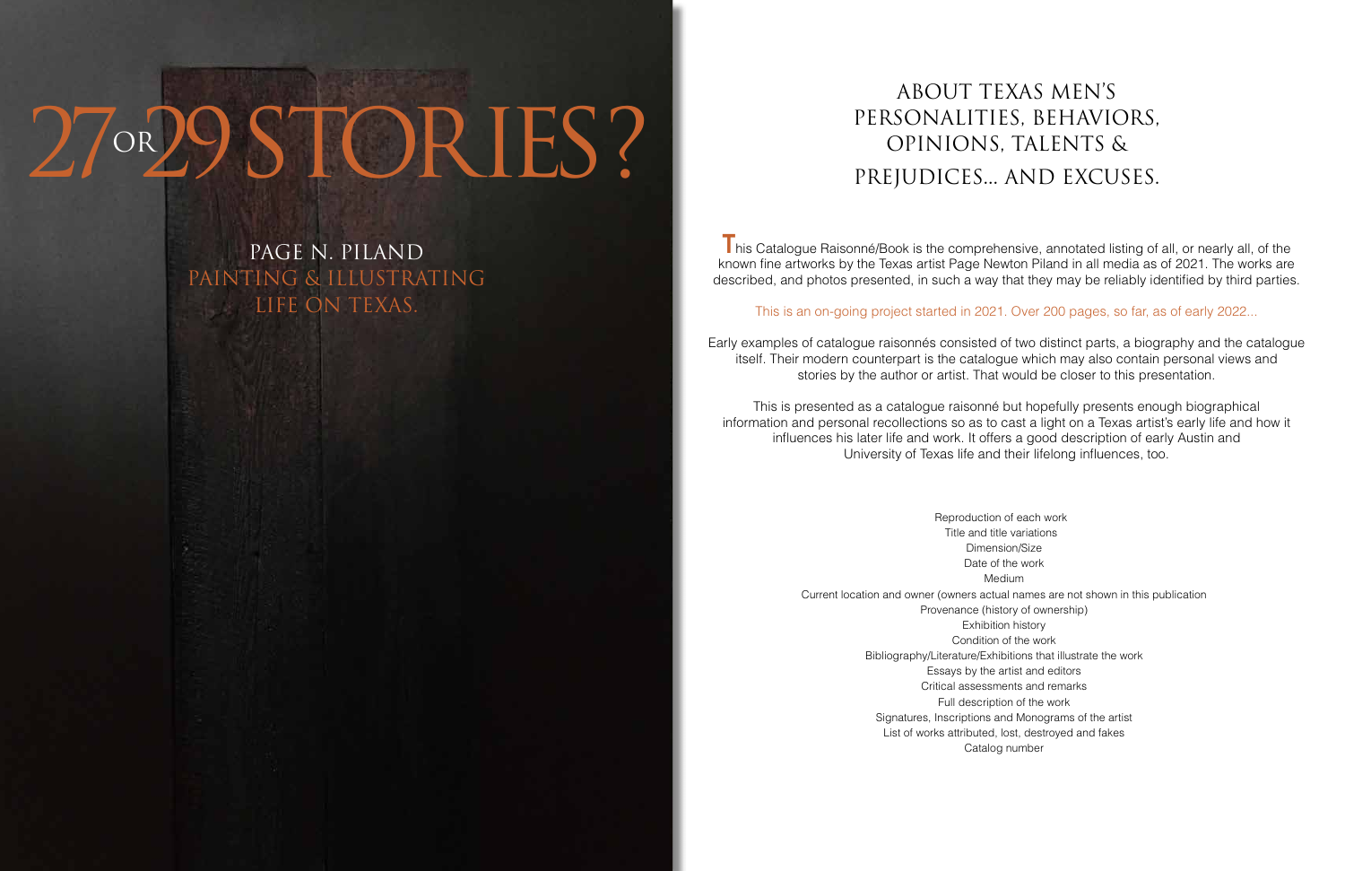# 27 OR 29 STORIES?

## PAGE N. PILAND

### PAINTING & ILLUSTRATING LIFE ON TEXAS.

## ABOUT TEXAS MEN'S PERSONALITIES, BEHAVIORS, OPINIONS, TALENTS & PREJUDICES... AND EXCUSES.

This Catalogue Raisonné/Book is the comprehensive, annotated listing of all, or nearly all, of the known fine artworks by the Texas artist Page Newton Piland in all media as of 2021. The works are described, and photos presented, in such a way that they may be reliably identified by third parties.

This is an on-going project started in 2021. Over 200 pages, so far, as of early 2022...

Early examples of catalogue raisonnés consisted of two distinct parts, a biography and the catalogue itself. Their modern counterpart is the catalogue which may also contain personal views and stories by the author or artist. That would be closer to this presentation.

This is presented as a catalogue raisonné but hopefully presents enough biographical information and personal recollections so as to cast a light on a Texas artist's early life and how it influences his later life and work. It offers a good description of early Austin and University of Texas life and their lifelong influences, too.

Reproduction of each work
Title and title variations
Dimension/Size
Date of the work
Medium
Current location and owner (owners actual names are not shown in this publication
Provenance (history of ownership)
Exhibition history
Condition of the work
Bibliography/Literature/Exhibitions that illustrate the work
Essays by the artist and editors
Critical assessments and remarks
Full description of the work
Signatures, Inscriptions and Monograms of the artist
List of works attributed, lost, destroyed and fakes
Catalog number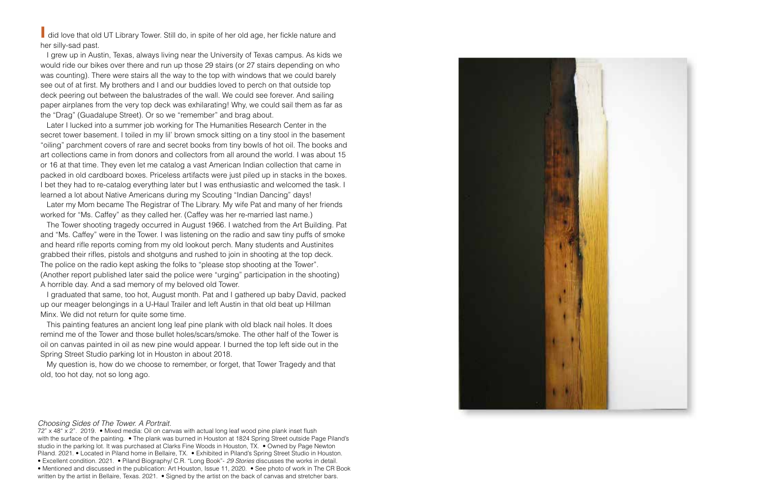I did love that old UT Library Tower. Still do, in spite of her old age, her fickle nature and her silly-sad past.

I grew up in Austin, Texas, always living near the University of Texas campus. As kids we would ride our bikes over there and run up those 29 stairs (or 27 stairs depending on who was counting). There were stairs all the way to the top with windows that we could barely see out of at first. My brothers and I and our buddies loved to perch on that outside top deck peering out between the balustrades of the wall. We could see forever. And sailing paper airplanes from the very top deck was exhilarating! Why, we could sail them as far as the "Drag" (Guadalupe Street). Or so we "remember" and brag about.

Later I lucked into a summer job working for The Humanities Research Center in the secret tower basement. I toiled in my lil' brown smock sitting on a tiny stool in the basement "oiling" parchment covers of rare and secret books from tiny bowls of hot oil. The books and art collections came in from donors and collectors from all around the world. I was about 15 or 16 at that time. They even let me catalog a vast American Indian collection that came in packed in old cardboard boxes. Priceless artifacts were just piled up in stacks in the boxes. I bet they had to re-catalog everything later but I was enthusiastic and welcomed the task. I learned a lot about Native Americans during my Scouting "Indian Dancing" days!

Later my Mom became The Registrar of The Library. My wife Pat and many of her friends worked for "Ms. Caffey" as they called her. (Caffey was her re-married last name.)

The Tower shooting tragedy occurred in August 1966. I watched from the Art Building. Pat and "Ms. Caffey" were in the Tower. I was listening on the radio and saw tiny puffs of smoke and heard rifle reports coming from my old lookout perch. Many students and Austinites grabbed their rifles, pistols and shotguns and rushed to join in shooting at the top deck. The police on the radio kept asking the folks to "please stop shooting at the Tower". (Another report published later said the police were "urging" participation in the shooting) A horrible day. And a sad memory of my beloved old Tower.

I graduated that same, too hot, August month. Pat and I gathered up baby David, packed up our meager belongings in a U-Haul Trailer and left Austin in that old beat up Hillman Minx. We did not return for quite some time.

This painting features an ancient long leaf pine plank with old black nail holes. It does remind me of the Tower and those bullet holes/scars/smoke. The other half of the Tower is oil on canvas painted in oil as new pine would appear. I burned the top left side out in the Spring Street Studio parking lot in Houston in about 2018.

My question is, how do we choose to remember, or forget, that Tower Tragedy and that old, too hot day, not so long ago.

*Choosing Sides of The Tower. A Portrait.*
72" x 48" x 2". 2019. • Mixed media: Oil on canvas with actual long leaf wood pine plank inset flush with the surface of the painting. • The plank was burned in Houston at 1824 Spring Street outside Page Piland's studio in the parking lot. It was purchased at Clarks Fine Woods in Houston, TX. • Owned by Page Newton Piland. 2021. • Located in Piland home in Bellaire, TX. • Exhibited in Piland's Spring Street Studio in Houston. • Excellent condition. 2021. • Piland Biography/ C.R. "Long Book"- *29 Stories* discusses the works in detail. • Mentioned and discussed in the publication: Art Houston, Issue 11, 2020. • See photo of work in The CR Book written by the artist in Bellaire, Texas. 2021. • Signed by the artist on the back of canvas and stretcher bars.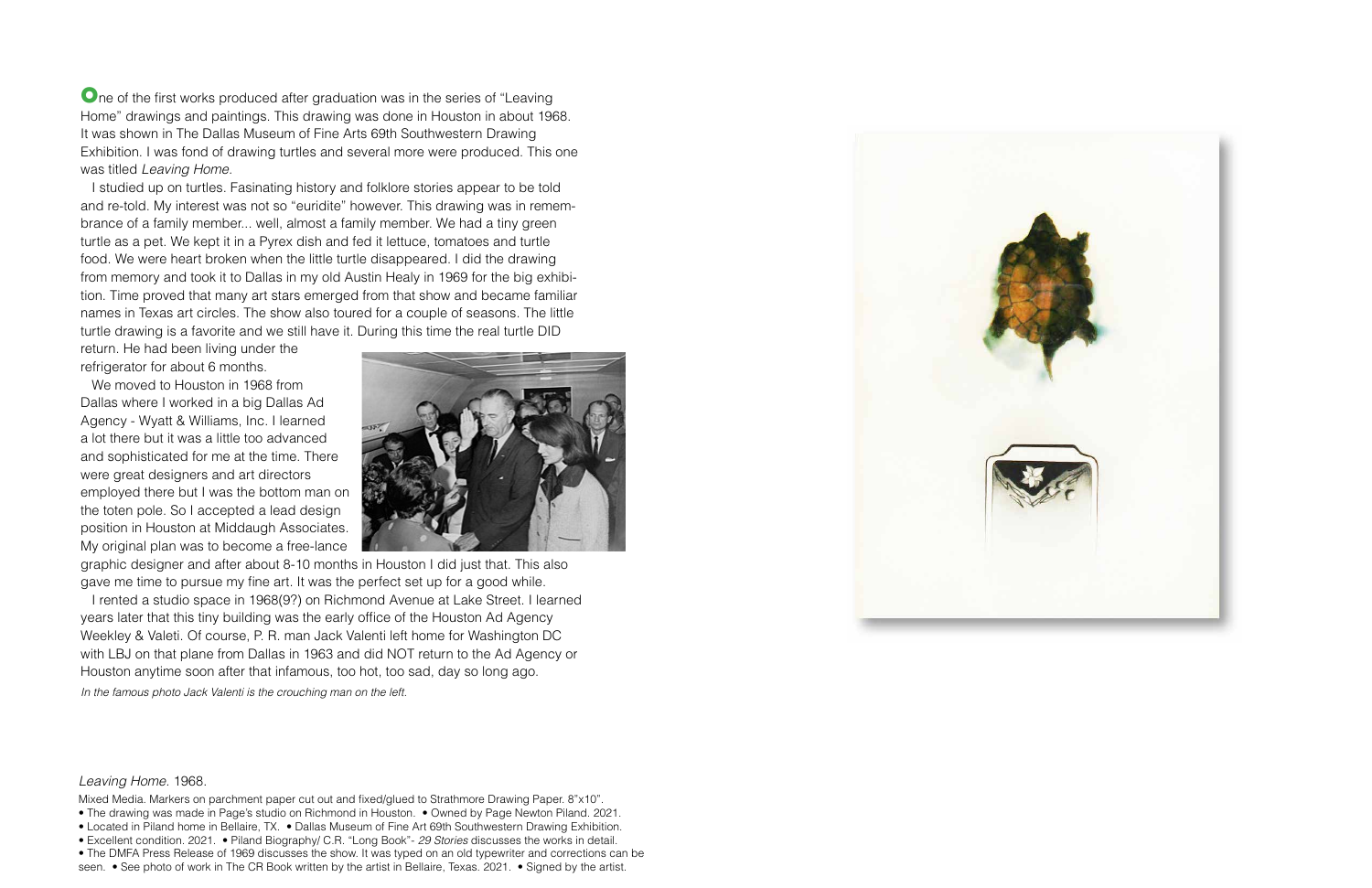One of the first works produced after graduation was in the series of "Leaving Home" drawings and paintings. This drawing was done in Houston in about 1968. It was shown in The Dallas Museum of Fine Arts 69th Southwestern Drawing Exhibition. I was fond of drawing turtles and several more were produced. This one was titled *Leaving Home*.

I studied up on turtles. Fasinating history and folklore stories appear to be told and re-told. My interest was not so "euridite" however. This drawing was in remembrance of a family member... well, almost a family member. We had a tiny green turtle as a pet. We kept it in a Pyrex dish and fed it lettuce, tomatoes and turtle food. We were heart broken when the little turtle disappeared. I did the drawing from memory and took it to Dallas in my old Austin Healy in 1969 for the big exhibition. Time proved that many art stars emerged from that show and became familiar names in Texas art circles. The show also toured for a couple of seasons. The little turtle drawing is a favorite and we still have it. During this time the real turtle DID return. He had been living under the refrigerator for about 6 months.

We moved to Houston in 1968 from Dallas where I worked in a big Dallas Ad Agency - Wyatt & Williams, Inc. I learned a lot there but it was a little too advanced and sophisticated for me at the time. There were great designers and art directors employed there but I was the bottom man on the toten pole. So I accepted a lead design position in Houston at Middaugh Associates. My original plan was to become a free-lance graphic designer and after about 8-10 months in Houston I did just that. This also gave me time to pursue my fine art. It was the perfect set up for a good while.

I rented a studio space in 1968(9?) on Richmond Avenue at Lake Street. I learned years later that this tiny building was the early office of the Houston Ad Agency Weekley & Valeti. Of course, P. R. man Jack Valenti left home for Washington DC with LBJ on that plane from Dallas in 1963 and did NOT return to the Ad Agency or Houston anytime soon after that infamous, too hot, too sad, day so long ago.

*In the famous photo Jack Valenti is the crouching man on the left.*

*Leaving Home.* 1968.

Mixed Media. Markers on parchment paper cut out and fixed/glued to Strathmore Drawing Paper. 8"x10".
• The drawing was made in Page's studio on Richmond in Houston. • Owned by Page Newton Piland. 2021.
• Located in Piland home in Bellaire, TX. • Dallas Museum of Fine Art 69th Southwestern Drawing Exhibition.
• Excellent condition. 2021. • Piland Biography/ C.R. "Long Book"- *29 Stories* discusses the works in detail.
• The DMFA Press Release of 1969 discusses the show. It was typed on an old typewriter and corrections can be seen. • See photo of work in The CR Book written by the artist in Bellaire, Texas. 2021. • Signed by the artist.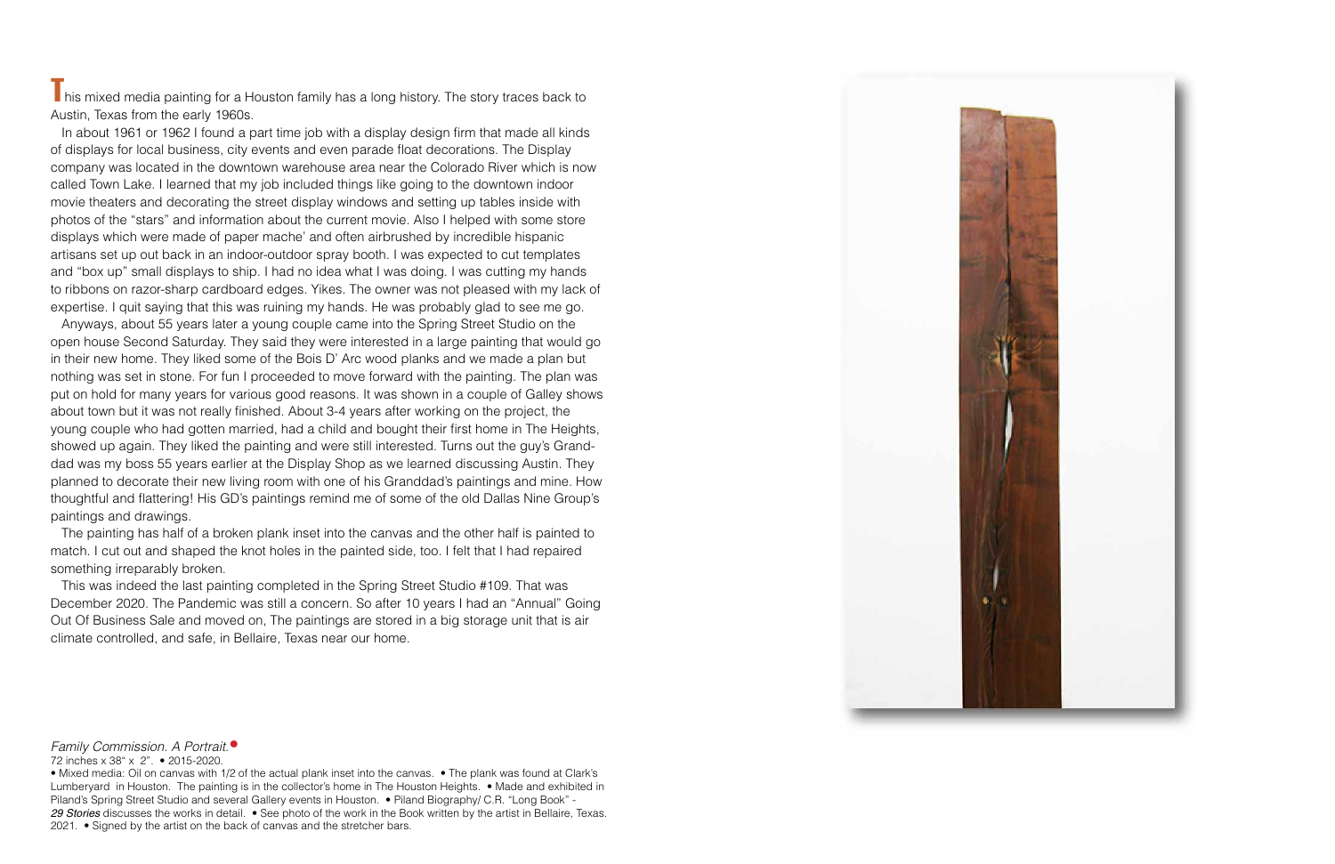This mixed media painting for a Houston family has a long history. The story traces back to Austin, Texas from the early 1960s.

In about 1961 or 1962 I found a part time job with a display design firm that made all kinds of displays for local business, city events and even parade float decorations. The Display company was located in the downtown warehouse area near the Colorado River which is now called Town Lake. I learned that my job included things like going to the downtown indoor movie theaters and decorating the street display windows and setting up tables inside with photos of the "stars" and information about the current movie. Also I helped with some store displays which were made of paper mache' and often airbrushed by incredible hispanic artisans set up out back in an indoor-outdoor spray booth. I was expected to cut templates and "box up" small displays to ship. I had no idea what I was doing. I was cutting my hands to ribbons on razor-sharp cardboard edges. Yikes. The owner was not pleased with my lack of expertise. I quit saying that this was ruining my hands. He was probably glad to see me go.

Anyways, about 55 years later a young couple came into the Spring Street Studio on the open house Second Saturday. They said they were interested in a large painting that would go in their new home. They liked some of the Bois D' Arc wood planks and we made a plan but nothing was set in stone. For fun I proceeded to move forward with the painting. The plan was put on hold for many years for various good reasons. It was shown in a couple of Galley shows about town but it was not really finished. About 3-4 years after working on the project, the young couple who had gotten married, had a child and bought their first home in The Heights, showed up again. They liked the painting and were still interested. Turns out the guy's Grand-dad was my boss 55 years earlier at the Display Shop as we learned discussing Austin. They planned to decorate their new living room with one of his Granddad's paintings and mine. How thoughtful and flattering! His GD's paintings remind me of some of the old Dallas Nine Group's paintings and drawings.

The painting has half of a broken plank inset into the canvas and the other half is painted to match. I cut out and shaped the knot holes in the painted side, too. I felt that I had repaired something irreparably broken.

This was indeed the last painting completed in the Spring Street Studio #109. That was December 2020. The Pandemic was still a concern. So after 10 years I had an "Annual" Going Out Of Business Sale and moved on, The paintings are stored in a big storage unit that is air climate controlled, and safe, in Bellaire, Texas near our home.

*Family Commission. A Portrait.*

72 inches x 38" x 2". • 2015-2020.

• Mixed media: Oil on canvas with 1/2 of the actual plank inset into the canvas. • The plank was found at Clark's Lumberyard in Houston. The painting is in the collector's home in The Houston Heights. • Made and exhibited in Piland's Spring Street Studio and several Gallery events in Houston. • Piland Biography/ C.R. "Long Book" - ***29 Stories*** discusses the works in detail. • See photo of the work in the Book written by the artist in Bellaire, Texas. 2021. • Signed by the artist on the back of canvas and the stretcher bars.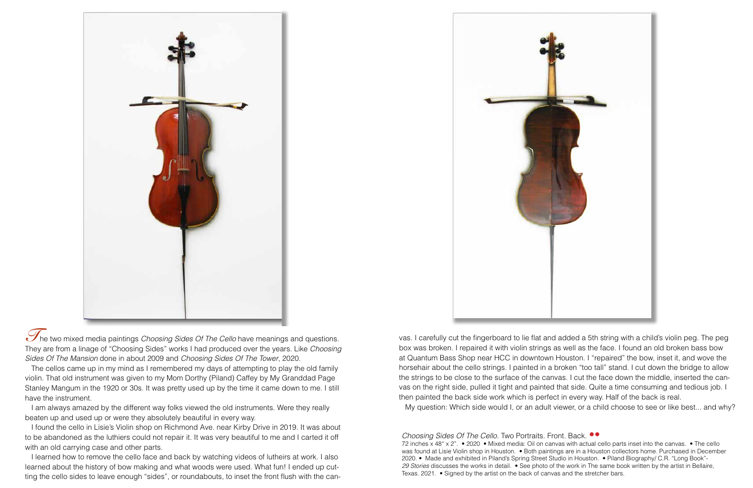The two mixed media paintings *Choosing Sides Of The Cello* have meanings and questions. They are from a linage of "Choosing Sides" works I had produced over the years. Like *Choosing Sides Of The Mansion* done in about 2009 and *Choosing Sides Of The Tower*, 2020.

The cellos came up in my mind as I remembered my days of attempting to play the old family violin. That old instrument was given to my Mom Dorthy (Piland) Caffey by My Granddad Page Stanley Mangum in the 1920 or 30s. It was pretty used up by the time it came down to me. I still have the instrument.

I am always amazed by the different way folks viewed the old instruments. Were they really beaten up and used up or were they absolutely beautiful in every way.

I found the cello in Lisie's Violin shop on Richmond Ave. near Kirby Drive in 2019. It was about to be abandoned as the luthiers could not repair it. It was very beautiful to me and I carted it off with an old carrying case and other parts.

I learned how to remove the cello face and back by watching videos of lutheirs at work. I also learned about the history of bow making and what woods were used. What fun! I ended up cutting the cello sides to leave enough "sides", or roundabouts, to inset the front flush with the canvas. I carefully cut the fingerboard to lie flat and added a 5th string with a child's violin peg. The peg box was broken. I repaired it with violin strings as well as the face. I found an old broken bass bow at Quantum Bass Shop near HCC in downtown Houston. I "repaired" the bow, inset it, and wove the horsehair about the cello strings. I painted in a broken "too tall" stand. I cut down the bridge to allow the strings to be close to the surface of the canvas. I cut the face down the middle, inserted the canvas on the right side, pulled it tight and painted that side. Quite a time consuming and tedious job. I then painted the back side work which is perfect in every way. Half of the back is real.

My question: Which side would I, or an adult viewer, or a child choose to see or like best... and why?

*Choosing Sides Of The Cello.* Two Portraits. Front. Back.

72 inches x 48" x 2". • 2020 • Mixed media: Oil on canvas with actual cello parts inset into the canvas. • The cello was found at Lisie Violin shop in Houston. • Both paintings are in a Houston collectors home. Purchased in December 2020. • Made and exhibited in Piland's Spring Street Studio in Houston. • Piland Biography/ C.R. "Long Book"- *29 Stories* discusses the works in detail. • See photo of the work in The same book written by the artist in Bellaire, Texas. 2021. • Signed by the artist on the back of canvas and the stretcher bars.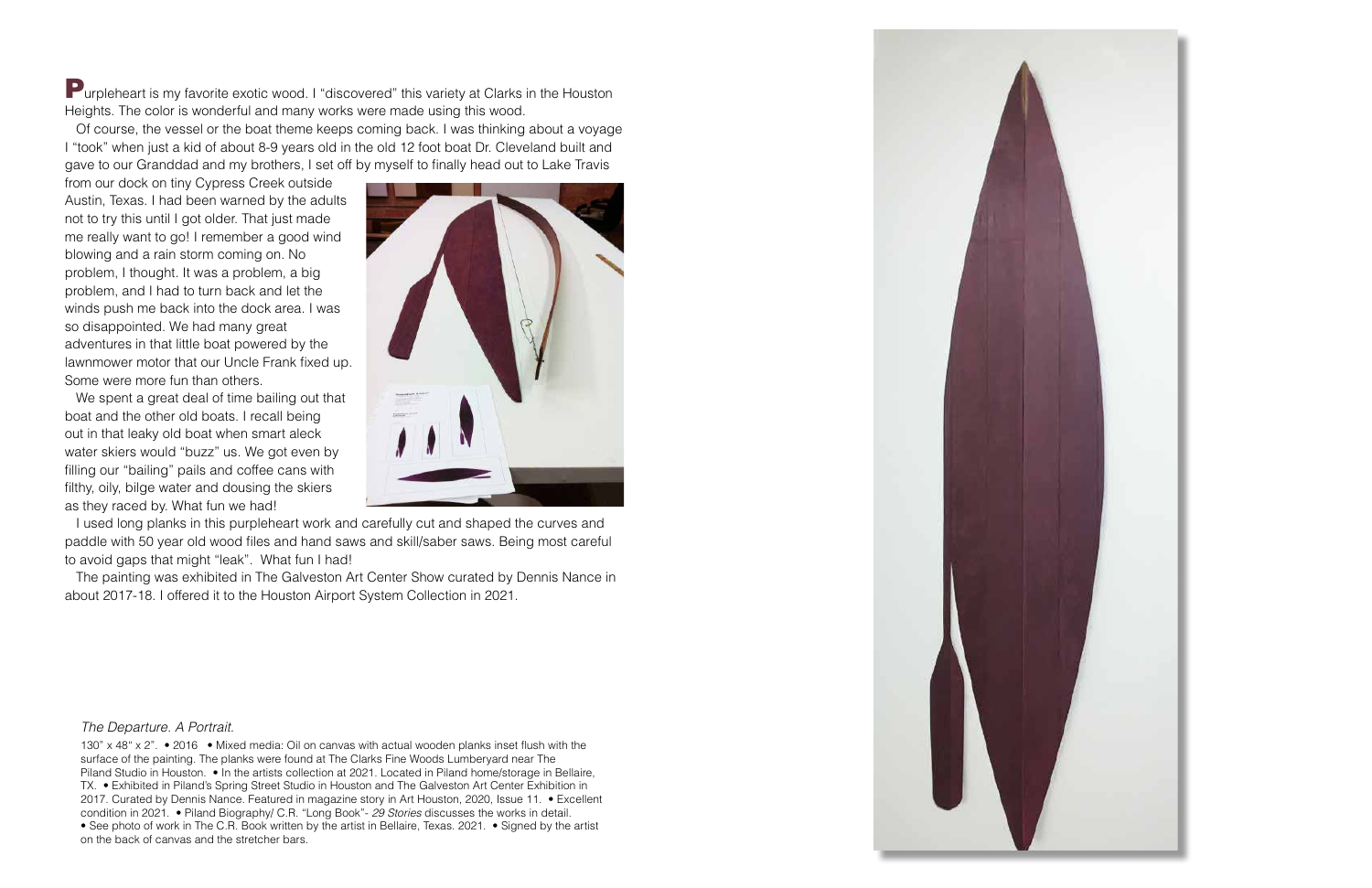**P**urpleheart is my favorite exotic wood. I "discovered" this variety at Clarks in the Houston Heights. The color is wonderful and many works were made using this wood.

Of course, the vessel or the boat theme keeps coming back. I was thinking about a voyage I "took" when just a kid of about 8-9 years old in the old 12 foot boat Dr. Cleveland built and gave to our Granddad and my brothers, I set off by myself to finally head out to Lake Travis from our dock on tiny Cypress Creek outside Austin, Texas. I had been warned by the adults not to try this until I got older. That just made me really want to go! I remember a good wind blowing and a rain storm coming on. No problem, I thought. It was a problem, a big problem, and I had to turn back and let the winds push me back into the dock area. I was so disappointed. We had many great adventures in that little boat powered by the lawnmower motor that our Uncle Frank fixed up. Some were more fun than others.

We spent a great deal of time bailing out that boat and the other old boats. I recall being out in that leaky old boat when smart aleck water skiers would "buzz" us. We got even by filling our "bailing" pails and coffee cans with filthy, oily, bilge water and dousing the skiers as they raced by. What fun we had!

I used long planks in this purpleheart work and carefully cut and shaped the curves and paddle with 50 year old wood files and hand saws and skill/saber saws. Being most careful to avoid gaps that might "leak". What fun I had!

The painting was exhibited in The Galveston Art Center Show curated by Dennis Nance in about 2017-18. I offered it to the Houston Airport System Collection in 2021.

*The Departure. A Portrait.*

130" x 48" x 2". • 2016 • Mixed media: Oil on canvas with actual wooden planks inset flush with the surface of the painting. The planks were found at The Clarks Fine Woods Lumberyard near The Piland Studio in Houston. • In the artists collection at 2021. Located in Piland home/storage in Bellaire, TX. • Exhibited in Piland's Spring Street Studio in Houston and The Galveston Art Center Exhibition in 2017. Curated by Dennis Nance. Featured in magazine story in Art Houston, 2020, Issue 11. • Excellent condition in 2021. • Piland Biography/ C.R. "Long Book"- *29 Stories* discusses the works in detail. • See photo of work in The C.R. Book written by the artist in Bellaire, Texas. 2021. • Signed by the artist on the back of canvas and the stretcher bars.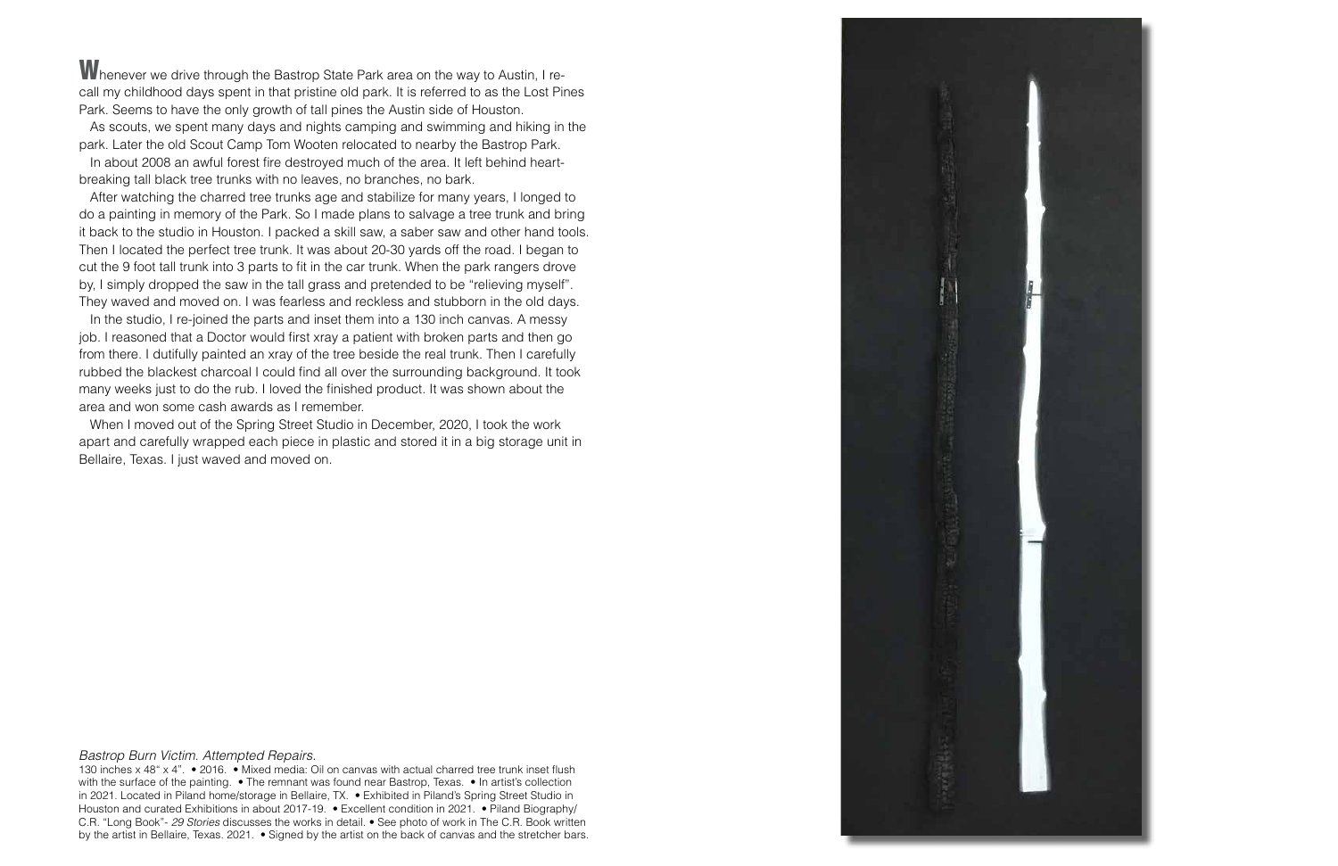**W**henever we drive through the Bastrop State Park area on the way to Austin, I recall my childhood days spent in that pristine old park. It is referred to as the Lost Pines Park. Seems to have the only growth of tall pines the Austin side of Houston.

As scouts, we spent many days and nights camping and swimming and hiking in the park. Later the old Scout Camp Tom Wooten relocated to nearby the Bastrop Park.

In about 2008 an awful forest fire destroyed much of the area. It left behind heartbreaking tall black tree trunks with no leaves, no branches, no bark.

After watching the charred tree trunks age and stabilize for many years, I longed to do a painting in memory of the Park. So I made plans to salvage a tree trunk and bring it back to the studio in Houston. I packed a skill saw, a saber saw and other hand tools. Then I located the perfect tree trunk. It was about 20-30 yards off the road. I began to cut the 9 foot tall trunk into 3 parts to fit in the car trunk. When the park rangers drove by, I simply dropped the saw in the tall grass and pretended to be "relieving myself". They waved and moved on. I was fearless and reckless and stubborn in the old days.

In the studio, I re-joined the parts and inset them into a 130 inch canvas. A messy job. I reasoned that a Doctor would first xray a patient with broken parts and then go from there. I dutifully painted an xray of the tree beside the real trunk. Then I carefully rubbed the blackest charcoal I could find all over the surrounding background. It took many weeks just to do the rub. I loved the finished product. It was shown about the area and won some cash awards as I remember.

When I moved out of the Spring Street Studio in December, 2020, I took the work apart and carefully wrapped each piece in plastic and stored it in a big storage unit in Bellaire, Texas. I just waved and moved on.

*Bastrop Burn Victim. Attempted Repairs.*

130 inches x 48" x 4". • 2016. • Mixed media: Oil on canvas with actual charred tree trunk inset flush with the surface of the painting. • The remnant was found near Bastrop, Texas. • In artist's collection in 2021. Located in Piland home/storage in Bellaire, TX. • Exhibited in Piland's Spring Street Studio in Houston and curated Exhibitions in about 2017-19. • Excellent condition in 2021. • Piland Biography/ C.R. "Long Book"- *29 Stories* discusses the works in detail. • See photo of work in The C.R. Book written by the artist in Bellaire, Texas. 2021. • Signed by the artist on the back of canvas and the stretcher bars.